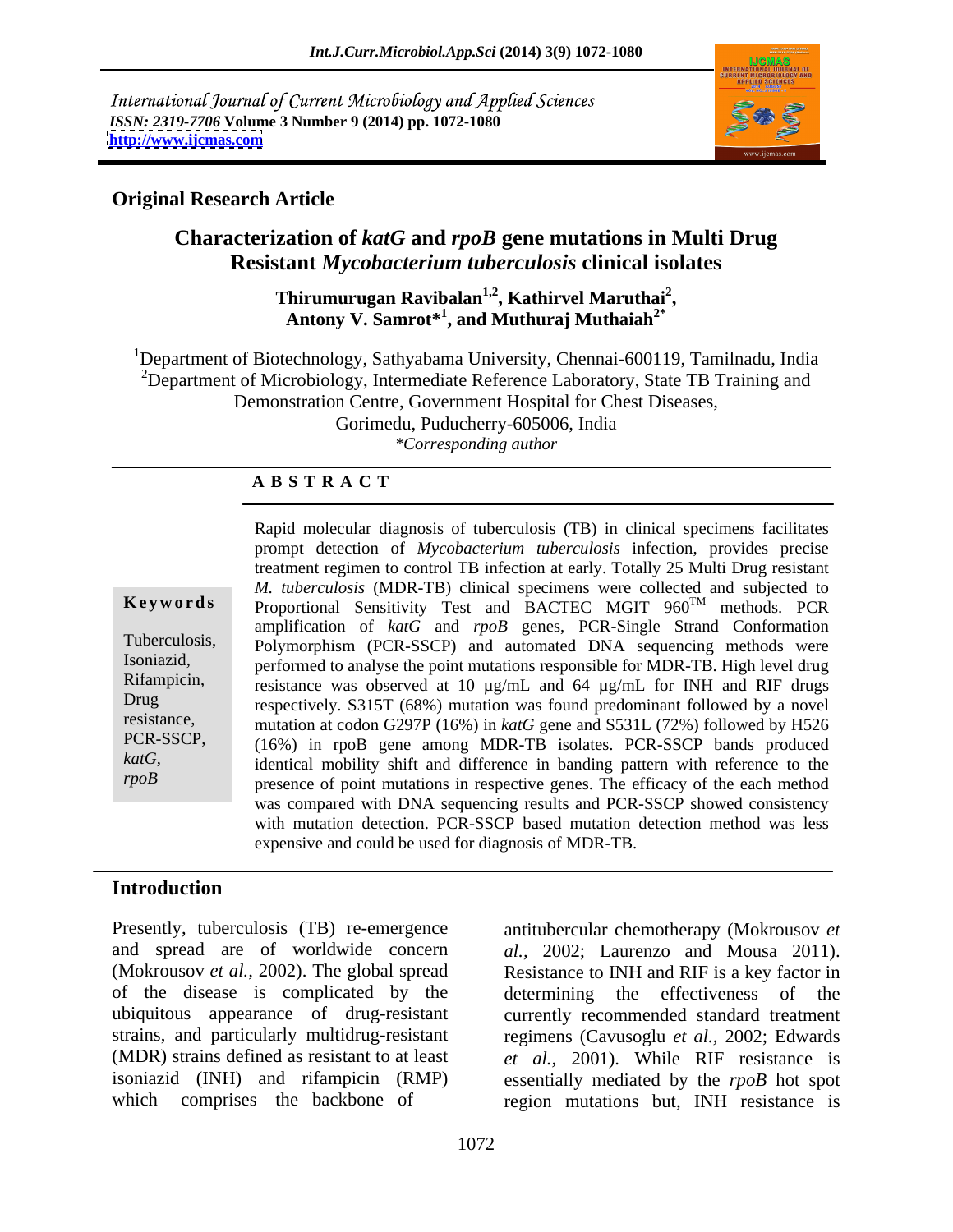*International Journal of Current Microbiology and Applied Sciences*
*ISSN: 2319-7706* **Volume 3 Number 9 (2014) pp. 1072-1080**
**http://www.ijcmas.com**

**Original Research Article**

# Characterization of *katG* and *rpoB* gene mutations in Multi Drug Resistant *Mycobacterium tuberculosis* clinical isolates

**Thirumurugan Ravibalan[1,2], Kathirvel Maruthai[2], Antony V. Samrot*[1], and Muthuraj Muthaiah[2*]**

[1]Department of Biotechnology, Sathyabama University, Chennai-600119, Tamilnadu, India
[2]Department of Microbiology, Intermediate Reference Laboratory, State TB Training and Demonstration Centre, Government Hospital for Chest Diseases, Gorimedu, Puducherry-605006, India
*Corresponding author

**A B S T R A C T**

**Keywords**

Tuberculosis, Isoniazid, Rifampicin, Drug resistance, PCR-SSCP, *katG*, *rpoB*

Rapid molecular diagnosis of tuberculosis (TB) in clinical specimens facilitates prompt detection of *Mycobacterium tuberculosis* infection, provides precise treatment regimen to control TB infection at early. Totally 25 Multi Drug resistant *M. tuberculosis* (MDR-TB) clinical specimens were collected and subjected to Proportional Sensitivity Test and BACTEC MGIT 960$^{TM}$ methods. PCR amplification of *katG* and *rpoB* genes, PCR-Single Strand Conformation Polymorphism (PCR-SSCP) and automated DNA sequencing methods were performed to analyse the point mutations responsible for MDR-TB. High level drug resistance was observed at 10 µg/mL and 64 µg/mL for INH and RIF drugs respectively. S315T (68%) mutation was found predominant followed by a novel mutation at codon G297P (16%) in *katG* gene and S531L (72%) followed by H526 (16%) in rpoB gene among MDR-TB isolates. PCR-SSCP bands produced identical mobility shift and difference in banding pattern with reference to the presence of point mutations in respective genes. The efficacy of the each method was compared with DNA sequencing results and PCR-SSCP showed consistency with mutation detection. PCR-SSCP based mutation detection method was less expensive and could be used for diagnosis of MDR-TB.

## Introduction

Presently, tuberculosis (TB) re-emergence and spread are of worldwide concern (Mokrousov *et al.,* 2002). The global spread of the disease is complicated by the ubiquitous appearance of drug-resistant strains, and particularly multidrug-resistant (MDR) strains defined as resistant to at least isoniazid (INH) and rifampicin (RMP) which comprises the backbone of antitubercular chemotherapy (Mokrousov *et al.,* 2002; Laurenzo and Mousa 2011). Resistance to INH and RIF is a key factor in determining the effectiveness of the currently recommended standard treatment regimens (Cavusoglu *et al.,* 2002; Edwards *et al.,* 2001). While RIF resistance is essentially mediated by the *rpoB* hot spot region mutations but, INH resistance is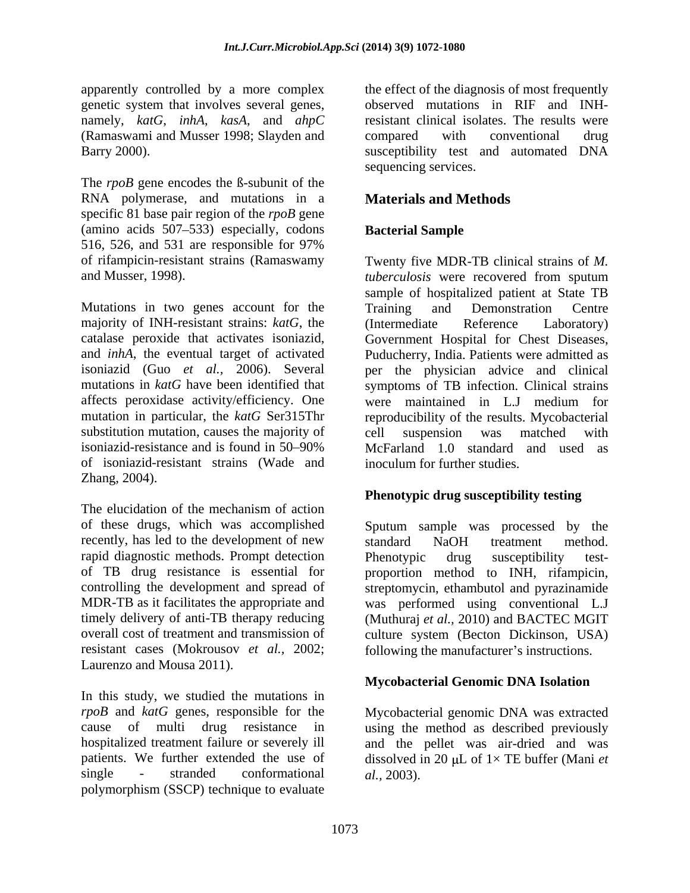apparently controlled by a more complex genetic system that involves several genes, namely, *katG*, *inhA*, *kasA*, and *ahpC* (Ramaswami and Musser 1998; Slayden and Barry 2000).

The *rpoB* gene encodes the ß-subunit of the RNA polymerase, and mutations in a specific 81 base pair region of the *rpoB* gene (amino acids 507–533) especially, codons 516, 526, and 531 are responsible for 97% of rifampicin-resistant strains (Ramaswamy and Musser, 1998).

Mutations in two genes account for the majority of INH-resistant strains: *katG*, the catalase peroxide that activates isoniazid, and *inhA*, the eventual target of activated isoniazid (Guo *et al.,* 2006). Several mutations in *katG* have been identified that affects peroxidase activity/efficiency. One mutation in particular, the *katG* Ser315Thr substitution mutation, causes the majority of isoniazid-resistance and is found in 50–90% of isoniazid-resistant strains (Wade and Zhang, 2004).

The elucidation of the mechanism of action of these drugs, which was accomplished recently, has led to the development of new rapid diagnostic methods. Prompt detection of TB drug resistance is essential for controlling the development and spread of MDR-TB as it facilitates the appropriate and timely delivery of anti-TB therapy reducing overall cost of treatment and transmission of resistant cases (Mokrousov *et al.,* 2002; Laurenzo and Mousa 2011).

In this study, we studied the mutations in *rpoB* and *katG* genes, responsible for the cause of multi drug resistance in hospitalized treatment failure or severely ill patients. We further extended the use of single - stranded conformational polymorphism (SSCP) technique to evaluate the effect of the diagnosis of most frequently observed mutations in RIF and INH-resistant clinical isolates. The results were compared with conventional drug susceptibility test and automated DNA sequencing services.

## Materials and Methods

### Bacterial Sample

Twenty five MDR-TB clinical strains of *M. tuberculosis* were recovered from sputum sample of hospitalized patient at State TB Training and Demonstration Centre (Intermediate Reference Laboratory) Government Hospital for Chest Diseases, Puducherry, India. Patients were admitted as per the physician advice and clinical symptoms of TB infection. Clinical strains were maintained in L.J medium for reproducibility of the results. Mycobacterial cell suspension was matched with McFarland 1.0 standard and used as inoculum for further studies.

### Phenotypic drug susceptibility testing

Sputum sample was processed by the standard NaOH treatment method. Phenotypic drug susceptibility test-proportion method to INH, rifampicin, streptomycin, ethambutol and pyrazinamide was performed using conventional L.J (Muthuraj *et al.*, 2010) and BACTEC MGIT culture system (Becton Dickinson, USA) following the manufacturer's instructions.

### Mycobacterial Genomic DNA Isolation

Mycobacterial genomic DNA was extracted using the method as described previously and the pellet was air-dried and was dissolved in 20 μL of 1× TE buffer (Mani *et al.,* 2003).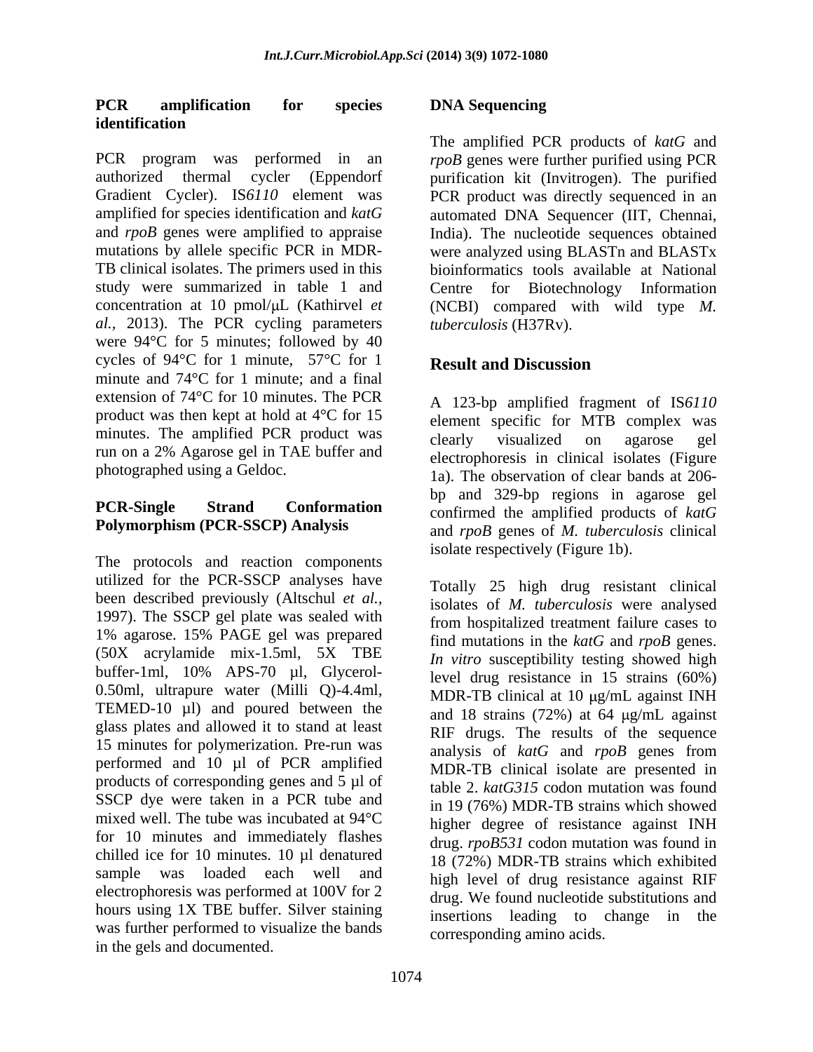### PCR amplification for species identification

PCR program was performed in an authorized thermal cycler (Eppendorf Gradient Cycler). IS*6110* element was amplified for species identification and *katG* and *rpoB* genes were amplified to appraise mutations by allele specific PCR in MDR-TB clinical isolates. The primers used in this study were summarized in table 1 and concentration at 10 pmol/μL (Kathirvel *et al.*, 2013). The PCR cycling parameters were 94°C for 5 minutes; followed by 40 cycles of 94°C for 1 minute, 57°C for 1 minute and 74°C for 1 minute; and a final extension of 74°C for 10 minutes. The PCR product was then kept at hold at 4°C for 15 minutes. The amplified PCR product was run on a 2% Agarose gel in TAE buffer and photographed using a Geldoc.

### PCR-Single Strand Conformation Polymorphism (PCR-SSCP) Analysis

The protocols and reaction components utilized for the PCR-SSCP analyses have been described previously (Altschul *et al.*, 1997). The SSCP gel plate was sealed with 1% agarose. 15% PAGE gel was prepared (50X acrylamide mix-1.5ml, 5X TBE buffer-1ml, 10% APS-70 µl, Glycerol-0.50ml, ultrapure water (Milli Q)-4.4ml, TEMED-10 µl) and poured between the glass plates and allowed it to stand at least 15 minutes for polymerization. Pre-run was performed and 10 µl of PCR amplified products of corresponding genes and 5 µl of SSCP dye were taken in a PCR tube and mixed well. The tube was incubated at 94°C for 10 minutes and immediately flashes chilled ice for 10 minutes. 10 µl denatured sample was loaded each well and electrophoresis was performed at 100V for 2 hours using 1X TBE buffer. Silver staining was further performed to visualize the bands in the gels and documented.

### DNA Sequencing

The amplified PCR products of *katG* and *rpoB* genes were further purified using PCR purification kit (Invitrogen). The purified PCR product was directly sequenced in an automated DNA Sequencer (IIT, Chennai, India). The nucleotide sequences obtained were analyzed using BLASTn and BLASTx bioinformatics tools available at National Centre for Biotechnology Information (NCBI) compared with wild type *M. tuberculosis* (H37Rv).

## Result and Discussion

A 123-bp amplified fragment of IS*6110* element specific for MTB complex was clearly visualized on agarose gel electrophoresis in clinical isolates (Figure 1a). The observation of clear bands at 206-bp and 329-bp regions in agarose gel confirmed the amplified products of *katG* and *rpoB* genes of *M. tuberculosis* clinical isolate respectively (Figure 1b).

Totally 25 high drug resistant clinical isolates of *M. tuberculosis* were analysed from hospitalized treatment failure cases to find mutations in the *katG* and *rpoB* genes. *In vitro* susceptibility testing showed high level drug resistance in 15 strains (60%) MDR-TB clinical at 10 μg/mL against INH and 18 strains (72%) at 64 μg/mL against RIF drugs. The results of the sequence analysis of *katG* and *rpoB* genes from MDR-TB clinical isolate are presented in table 2. *katG315* codon mutation was found in 19 (76%) MDR-TB strains which showed higher degree of resistance against INH drug. *rpoB531* codon mutation was found in 18 (72%) MDR-TB strains which exhibited high level of drug resistance against RIF drug. We found nucleotide substitutions and insertions leading to change in the corresponding amino acids.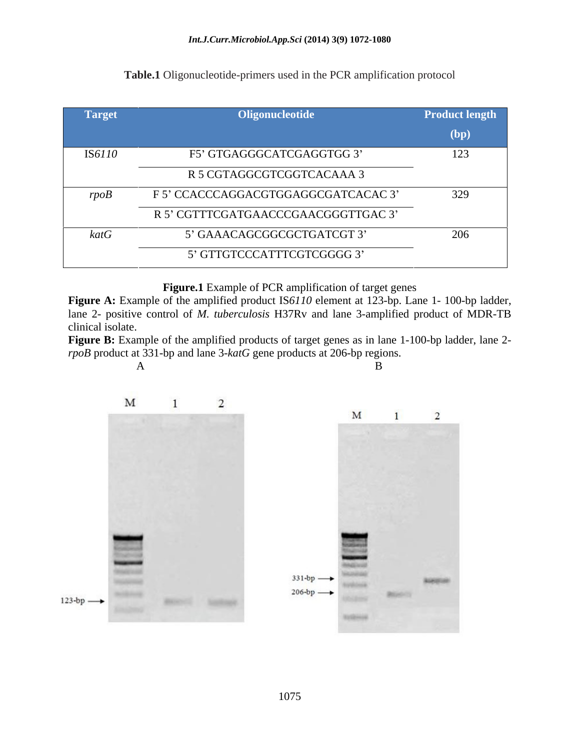**Table.1** Oligonucleotide-primers used in the PCR amplification protocol

| Target | Oligonucleotide | Product length (bp) |
|---|---|---|
| IS*6110* | F5' GTGAGGGCATCGAGGTGG 3' | 123 |
| | R 5 CGTAGGCGTCGGTCACAAA 3 | |
| *rpoB* | F 5' CCACCCAGGACGTGGAGGCGATCACAC 3' | 329 |
| | R 5' CGTTTCGATGAACCCGAACGGGTTGAC 3' | |
| *katG* | 5' GAAACAGCGGCGCTGATCGT 3' | 206 |
| | 5' GTTGTCCCATTTCGTCGGGG 3' | |

**Figure.1** Example of PCR amplification of target genes

**Figure A:** Example of the amplified product IS*6110* element at 123-bp. Lane 1- 100-bp ladder, lane 2- positive control of *M. tuberculosis* H37Rv and lane 3-amplified product of MDR-TB clinical isolate.

**Figure B:** Example of the amplified products of target genes as in lane 1-100-bp ladder, lane 2-*rpoB* product at 331-bp and lane 3-*katG* gene products at 206-bp regions.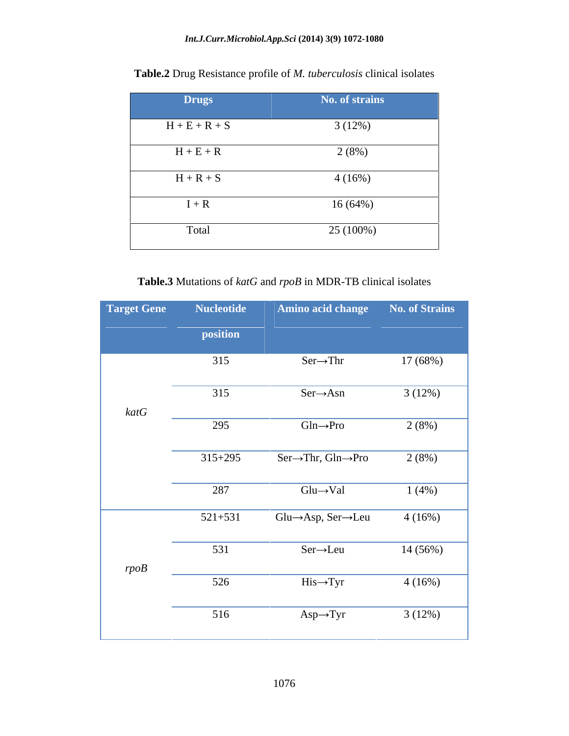**Table.2** Drug Resistance profile of *M. tuberculosis* clinical isolates

| Drugs | No. of strains |
|---|---|
| H + E + R + S | 3 (12%) |
| H + E + R | 2 (8%) |
| H + R + S | 4 (16%) |
| I + R | 16 (64%) |
| Total | 25 (100%) |

**Table.3** Mutations of *katG* and *rpoB* in MDR-TB clinical isolates

| Target Gene | Nucleotide position | Amino acid change | No. of Strains |
|---|---|---|---|
| *katG* | 315 | Ser→Thr | 17 (68%) |
| | 315 | Ser→Asn | 3 (12%) |
| | 295 | Gln→Pro | 2 (8%) |
| | 315+295 | Ser→Thr, Gln→Pro | 2 (8%) |
| | 287 | Glu→Val | 1 (4%) |
| *rpoB* | 521+531 | Glu→Asp, Ser→Leu | 4 (16%) |
| | 531 | Ser→Leu | 14 (56%) |
| | 526 | His→Tyr | 4 (16%) |
| | 516 | Asp→Tyr | 3 (12%) |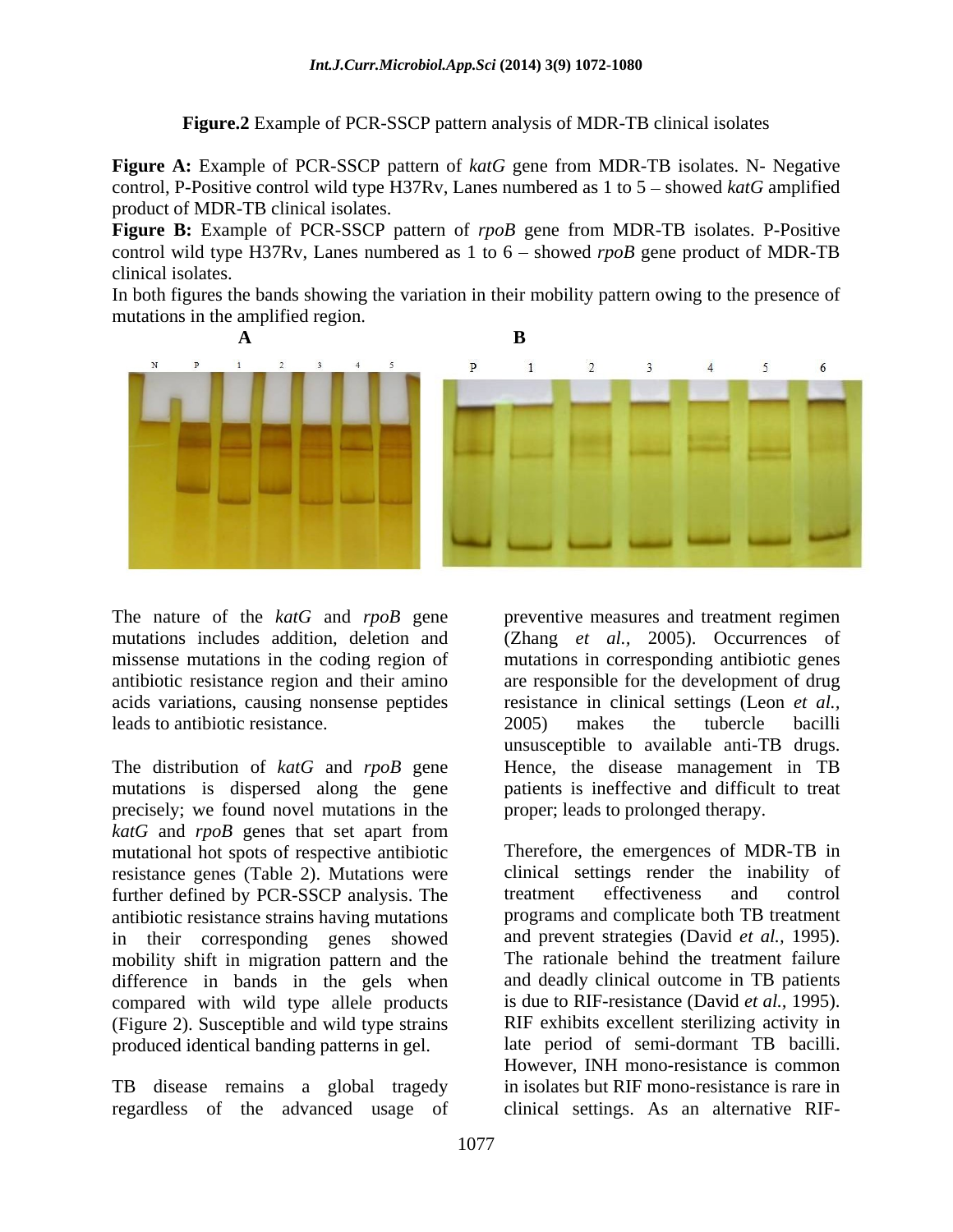**Figure.2** Example of PCR-SSCP pattern analysis of MDR-TB clinical isolates

**Figure A:** Example of PCR-SSCP pattern of *katG* gene from MDR-TB isolates. N- Negative control, P-Positive control wild type H37Rv, Lanes numbered as 1 to 5 – showed *katG* amplified product of MDR-TB clinical isolates.
**Figure B:** Example of PCR-SSCP pattern of *rpoB* gene from MDR-TB isolates. P-Positive control wild type H37Rv, Lanes numbered as 1 to 6 – showed *rpoB* gene product of MDR-TB clinical isolates.
In both figures the bands showing the variation in their mobility pattern owing to the presence of mutations in the amplified region.

The nature of the *katG* and *rpoB* gene mutations includes addition, deletion and missense mutations in the coding region of antibiotic resistance region and their amino acids variations, causing nonsense peptides leads to antibiotic resistance.

The distribution of *katG* and *rpoB* gene mutations is dispersed along the gene precisely; we found novel mutations in the *katG* and *rpoB* genes that set apart from mutational hot spots of respective antibiotic resistance genes (Table 2). Mutations were further defined by PCR-SSCP analysis. The antibiotic resistance strains having mutations in their corresponding genes showed mobility shift in migration pattern and the difference in bands in the gels when compared with wild type allele products (Figure 2). Susceptible and wild type strains produced identical banding patterns in gel.

TB disease remains a global tragedy regardless of the advanced usage of preventive measures and treatment regimen (Zhang *et al.,* 2005). Occurrences of mutations in corresponding antibiotic genes are responsible for the development of drug resistance in clinical settings (Leon *et al.,* 2005) makes the tubercle bacilli unsusceptible to available anti-TB drugs. Hence, the disease management in TB patients is ineffective and difficult to treat proper; leads to prolonged therapy.

Therefore, the emergences of MDR-TB in clinical settings render the inability of treatment effectiveness and control programs and complicate both TB treatment and prevent strategies (David *et al.,* 1995). The rationale behind the treatment failure and deadly clinical outcome in TB patients is due to RIF-resistance (David *et al.,* 1995). RIF exhibits excellent sterilizing activity in late period of semi-dormant TB bacilli. However, INH mono-resistance is common in isolates but RIF mono-resistance is rare in clinical settings. As an alternative RIF-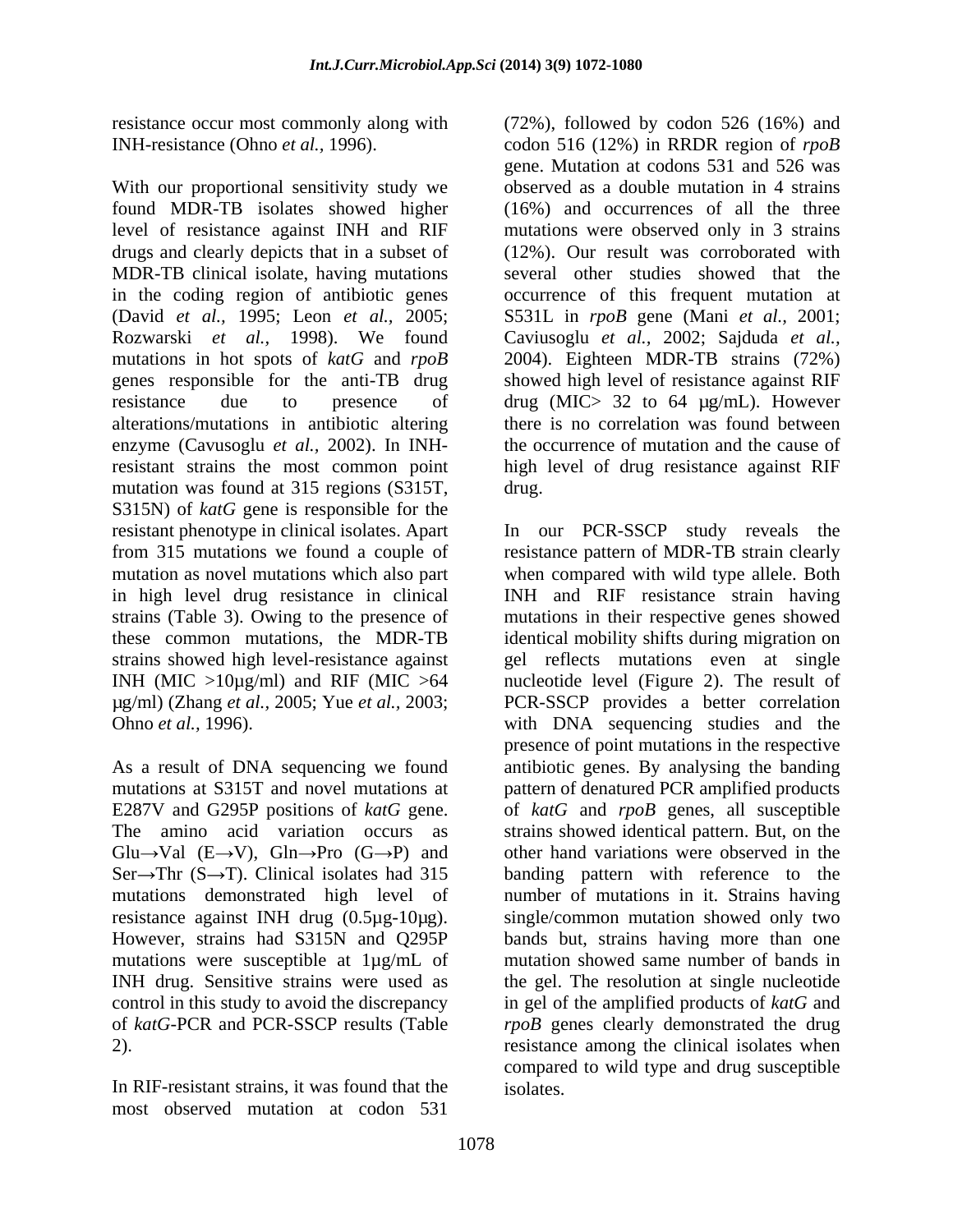resistance occur most commonly along with INH-resistance (Ohno *et al.,* 1996).

With our proportional sensitivity study we found MDR-TB isolates showed higher level of resistance against INH and RIF drugs and clearly depicts that in a subset of MDR-TB clinical isolate, having mutations in the coding region of antibiotic genes (David *et al.,* 1995; Leon *et al.,* 2005; Rozwarski *et al.,* 1998). We found mutations in hot spots of *katG* and *rpoB* genes responsible for the anti-TB drug resistance due to presence of alterations/mutations in antibiotic altering enzyme (Cavusoglu *et al.,* 2002). In INH-resistant strains the most common point mutation was found at 315 regions (S315T, S315N) of *katG* gene is responsible for the resistant phenotype in clinical isolates. Apart from 315 mutations we found a couple of mutation as novel mutations which also part in high level drug resistance in clinical strains (Table 3). Owing to the presence of these common mutations, the MDR-TB strains showed high level-resistance against INH (MIC >10µg/ml) and RIF (MIC >64 µg/ml) (Zhang *et al.,* 2005; Yue *et al.,* 2003; Ohno *et al.,* 1996).

As a result of DNA sequencing we found mutations at S315T and novel mutations at E287V and G295P positions of *katG* gene. The amino acid variation occurs as Glu→Val (E→V), Gln→Pro (G→P) and Ser→Thr (S→T). Clinical isolates had 315 mutations demonstrated high level of resistance against INH drug (0.5µg-10µg). However, strains had S315N and Q295P mutations were susceptible at 1µg/mL of INH drug. Sensitive strains were used as control in this study to avoid the discrepancy of *katG*-PCR and PCR-SSCP results (Table 2).

In RIF-resistant strains, it was found that the most observed mutation at codon 531 (72%), followed by codon 526 (16%) and codon 516 (12%) in RRDR region of *rpoB* gene. Mutation at codons 531 and 526 was observed as a double mutation in 4 strains (16%) and occurrences of all the three mutations were observed only in 3 strains (12%). Our result was corroborated with several other studies showed that the occurrence of this frequent mutation at S531L in *rpoB* gene (Mani *et al.,* 2001; Caviusoglu *et al.,* 2002; Sajduda *et al.,* 2004). Eighteen MDR-TB strains (72%) showed high level of resistance against RIF drug (MIC> 32 to 64 µg/mL). However there is no correlation was found between the occurrence of mutation and the cause of high level of drug resistance against RIF drug.

In our PCR-SSCP study reveals the resistance pattern of MDR-TB strain clearly when compared with wild type allele. Both INH and RIF resistance strain having mutations in their respective genes showed identical mobility shifts during migration on gel reflects mutations even at single nucleotide level (Figure 2). The result of PCR-SSCP provides a better correlation with DNA sequencing studies and the presence of point mutations in the respective antibiotic genes. By analysing the banding pattern of denatured PCR amplified products of *katG* and *rpoB* genes, all susceptible strains showed identical pattern. But, on the other hand variations were observed in the banding pattern with reference to the number of mutations in it. Strains having single/common mutation showed only two bands but, strains having more than one mutation showed same number of bands in the gel. The resolution at single nucleotide in gel of the amplified products of *katG* and *rpoB* genes clearly demonstrated the drug resistance among the clinical isolates when compared to wild type and drug susceptible isolates.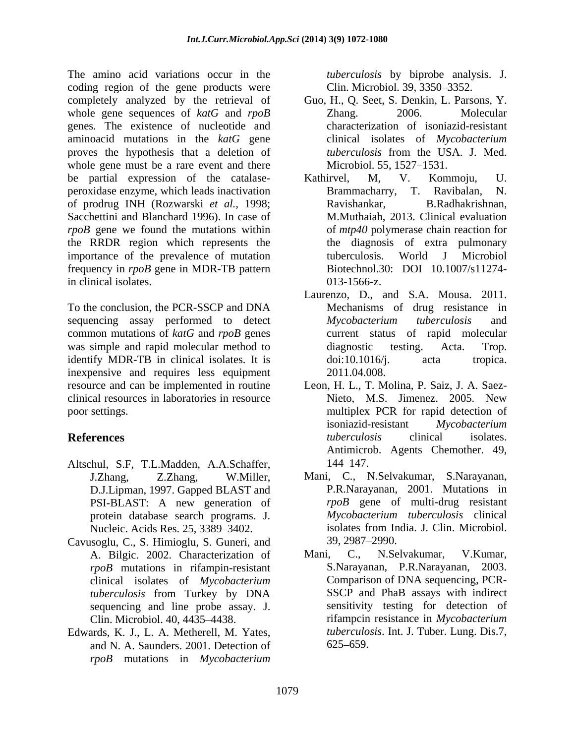The amino acid variations occur in the coding region of the gene products were completely analyzed by the retrieval of whole gene sequences of *katG* and *rpoB* genes. The existence of nucleotide and aminoacid mutations in the *katG* gene proves the hypothesis that a deletion of whole gene must be a rare event and there be partial expression of the catalase-peroxidase enzyme, which leads inactivation of prodrug INH (Rozwarski *et al.*, 1998; Sacchettini and Blanchard 1996). In case of *rpoB* gene we found the mutations within the RRDR region which represents the importance of the prevalence of mutation frequency in *rpoB* gene in MDR-TB pattern in clinical isolates.

To the conclusion, the PCR-SSCP and DNA sequencing assay performed to detect common mutations of *katG* and *rpoB* genes was simple and rapid molecular method to identify MDR-TB in clinical isolates. It is inexpensive and requires less equipment resource and can be implemented in routine clinical resources in laboratories in resource poor settings.

## References

Altschul, S.F, T.L.Madden, A.A.Schaffer, J.Zhang, Z.Zhang, W.Miller, D.J.Lipman, 1997. Gapped BLAST and PSI-BLAST: A new generation of protein database search programs. J. Nucleic. Acids Res. 25, 3389–3402.

Cavusoglu, C., S. Himioglu, S. Guneri, and A. Bilgic. 2002. Characterization of *rpoB* mutations in rifampin-resistant clinical isolates of *Mycobacterium tuberculosis* from Turkey by DNA sequencing and line probe assay. J. Clin. Microbiol. 40, 4435–4438.

Edwards, K. J., L. A. Metherell, M. Yates, and N. A. Saunders. 2001. Detection of *rpoB* mutations in *Mycobacterium tuberculosis* by biprobe analysis. J. Clin. Microbiol. 39, 3350–3352.

Guo, H., Q. Seet, S. Denkin, L. Parsons, Y. Zhang. 2006. Molecular characterization of isoniazid-resistant clinical isolates of *Mycobacterium tuberculosis* from the USA. J. Med. Microbiol. 55, 1527–1531.

Kathirvel, M, V. Kommoju, U. Brammacharry, T. Ravibalan, N. Ravishankar, B.Radhakrishnan, M.Muthaiah, 2013. Clinical evaluation of *mtp40* polymerase chain reaction for the diagnosis of extra pulmonary tuberculosis. World J Microbiol Biotechnol.30: DOI 10.1007/s11274-013-1566-z.

Laurenzo, D., and S.A. Mousa. 2011. Mechanisms of drug resistance in *Mycobacterium tuberculosis* and current status of rapid molecular diagnostic testing. Acta. Trop. doi:10.1016/j. acta tropica. 2011.04.008.

Leon, H. L., T. Molina, P. Saiz, J. A. Saez-Nieto, M.S. Jimenez. 2005. New multiplex PCR for rapid detection of isoniazid-resistant *Mycobacterium tuberculosis* clinical isolates. Antimicrob. Agents Chemother. 49, 144–147.

Mani, C., N.Selvakumar, S.Narayanan, P.R.Narayanan, 2001. Mutations in *rpoB* gene of multi-drug resistant *Mycobacterium tuberculosis* clinical isolates from India. J. Clin. Microbiol. 39, 2987–2990.

Mani, C., N.Selvakumar, V.Kumar, S.Narayanan, P.R.Narayanan, 2003. Comparison of DNA sequencing, PCR-SSCP and PhaB assays with indirect sensitivity testing for detection of rifampcin resistance in *Mycobacterium tuberculosis*. Int. J. Tuber. Lung. Dis.7, 625–659.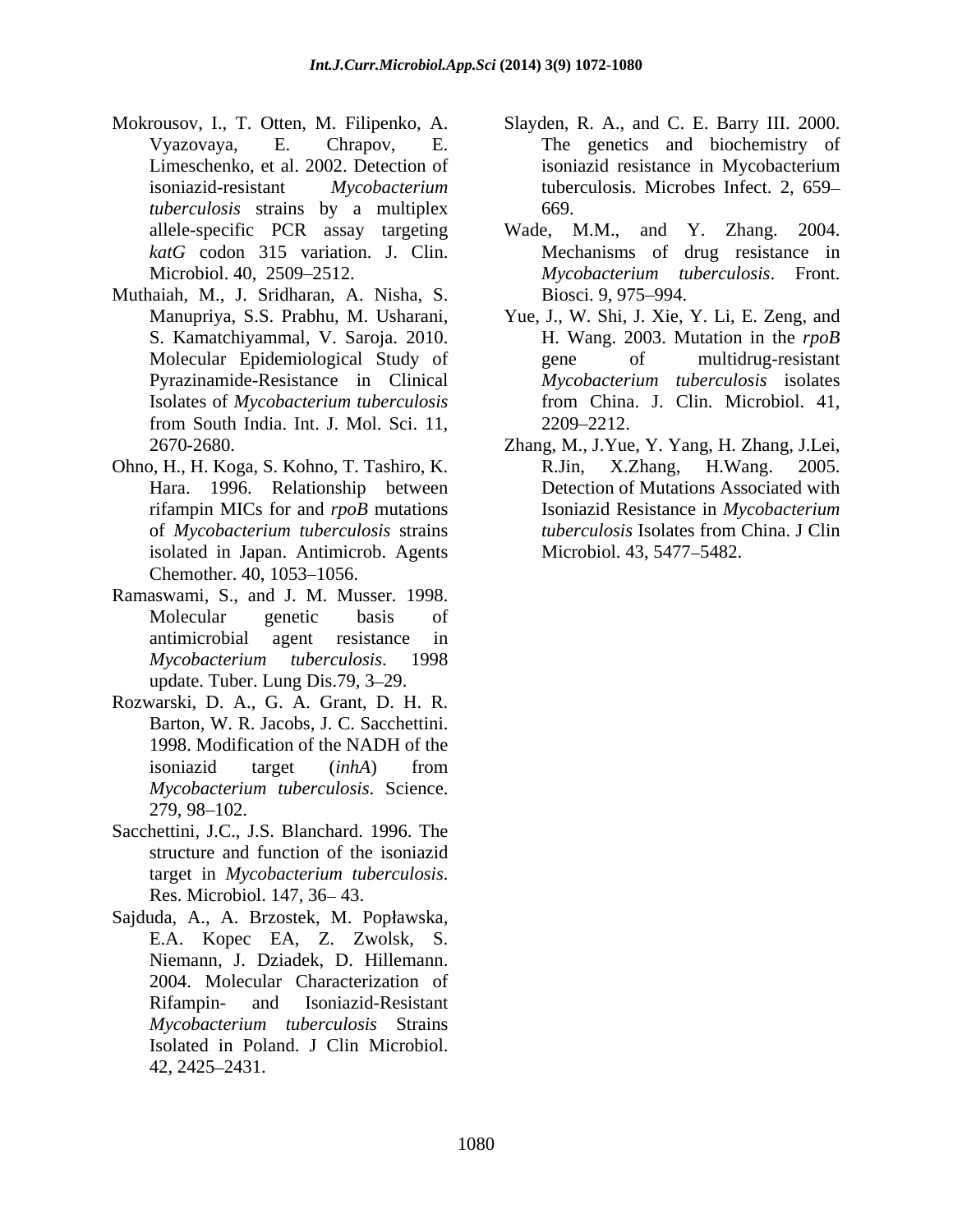Mokrousov, I., T. Otten, M. Filipenko, A. Vyazovaya, E. Chrapov, E. Limeschenko, et al. 2002. Detection of isoniazid-resistant *Mycobacterium tuberculosis* strains by a multiplex allele-specific PCR assay targeting *katG* codon 315 variation. J. Clin. Microbiol. 40, 2509–2512.

Muthaiah, M., J. Sridharan, A. Nisha, S. Manupriya, S.S. Prabhu, M. Usharani, S. Kamatchiyammal, V. Saroja. 2010. Molecular Epidemiological Study of Pyrazinamide-Resistance in Clinical Isolates of *Mycobacterium tuberculosis* from South India. Int. J. Mol. Sci. 11, 2670-2680.

Ohno, H., H. Koga, S. Kohno, T. Tashiro, K. Hara. 1996. Relationship between rifampin MICs for and *rpoB* mutations of *Mycobacterium tuberculosis* strains isolated in Japan. Antimicrob. Agents Chemother. 40, 1053–1056.

Ramaswami, S., and J. M. Musser. 1998. Molecular genetic basis of antimicrobial agent resistance in *Mycobacterium tuberculosis*. 1998 update. Tuber. Lung Dis.79, 3–29.

Rozwarski, D. A., G. A. Grant, D. H. R. Barton, W. R. Jacobs, J. C. Sacchettini. 1998. Modification of the NADH of the isoniazid target (*inhA*) from *Mycobacterium tuberculosis*. Science. 279, 98–102.

Sacchettini, J.C., J.S. Blanchard. 1996. The structure and function of the isoniazid target in *Mycobacterium tuberculosis*. Res. Microbiol. 147, 36– 43.

Sajduda, A., A. Brzostek, M. Popławska, E.A. Kopec EA, Z. Zwolsk, S. Niemann, J. Dziadek, D. Hillemann. 2004. Molecular Characterization of Rifampin- and Isoniazid-Resistant *Mycobacterium tuberculosis* Strains Isolated in Poland. J Clin Microbiol. 42, 2425–2431.

Slayden, R. A., and C. E. Barry III. 2000. The genetics and biochemistry of isoniazid resistance in Mycobacterium tuberculosis. Microbes Infect. 2, 659–669.

Wade, M.M., and Y. Zhang. 2004. Mechanisms of drug resistance in *Mycobacterium tuberculosis*. Front. Biosci. 9, 975–994.

Yue, J., W. Shi, J. Xie, Y. Li, E. Zeng, and H. Wang. 2003. Mutation in the *rpoB* gene of multidrug-resistant *Mycobacterium tuberculosis* isolates from China. J. Clin. Microbiol. 41, 2209–2212.

Zhang, M., J.Yue, Y. Yang, H. Zhang, J.Lei, R.Jin, X.Zhang, H.Wang. 2005. Detection of Mutations Associated with Isoniazid Resistance in *Mycobacterium tuberculosis* Isolates from China. J Clin Microbiol. 43, 5477–5482.